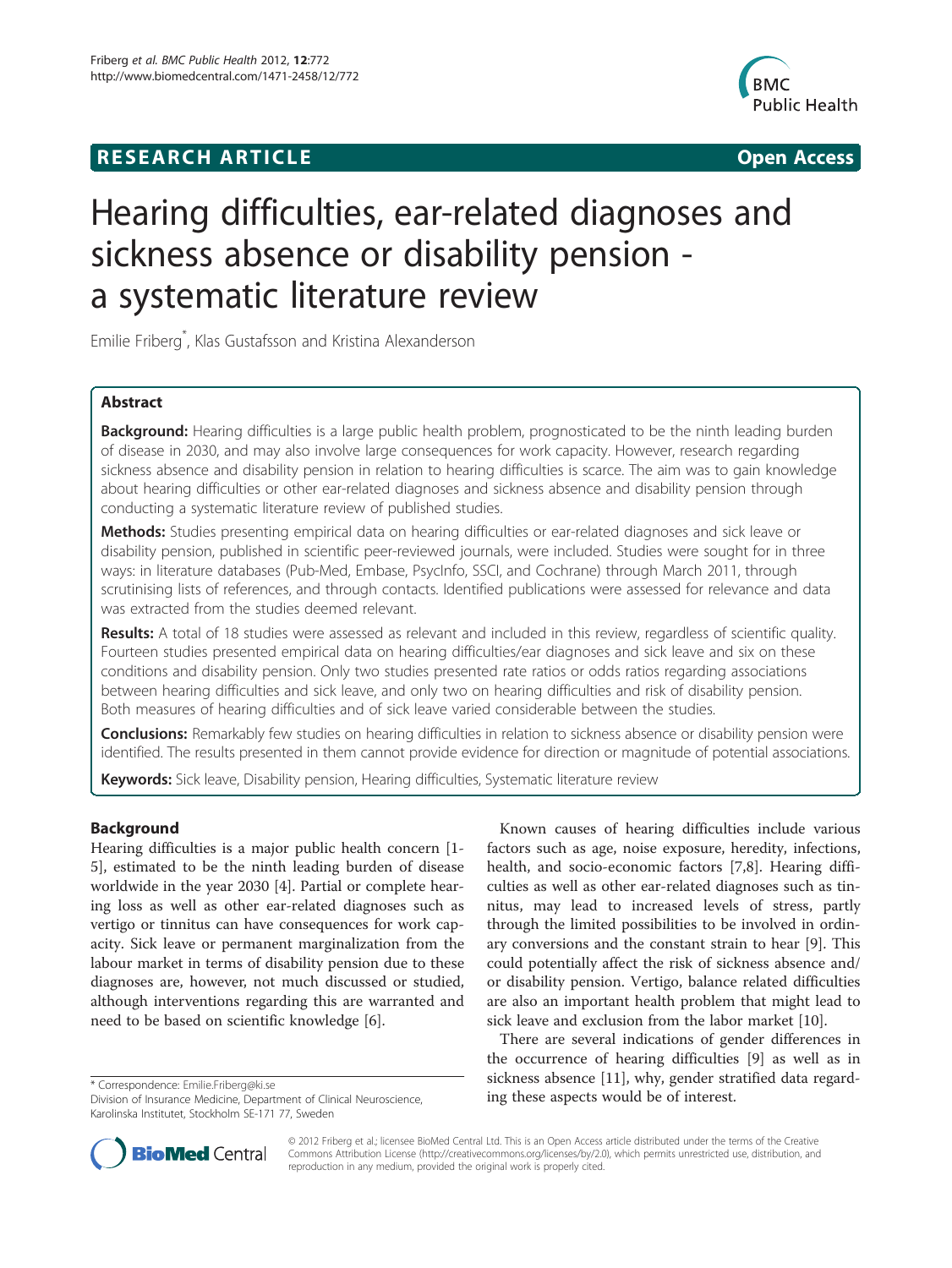**RESEARCH ARTICLE** **Open Access**

# Hearing difficulties, ear-related diagnoses and sickness absence or disability pension - a systematic literature review

Emilie Friberg*, Klas Gustafsson and Kristina Alexanderson

## Abstract

**Background:** Hearing difficulties is a large public health problem, prognosticated to be the ninth leading burden of disease in 2030, and may also involve large consequences for work capacity. However, research regarding sickness absence and disability pension in relation to hearing difficulties is scarce. The aim was to gain knowledge about hearing difficulties or other ear-related diagnoses and sickness absence and disability pension through conducting a systematic literature review of published studies.

**Methods:** Studies presenting empirical data on hearing difficulties or ear-related diagnoses and sick leave or disability pension, published in scientific peer-reviewed journals, were included. Studies were sought for in three ways: in literature databases (Pub-Med, Embase, PsycInfo, SSCI, and Cochrane) through March 2011, through scrutinising lists of references, and through contacts. Identified publications were assessed for relevance and data was extracted from the studies deemed relevant.

**Results:** A total of 18 studies were assessed as relevant and included in this review, regardless of scientific quality. Fourteen studies presented empirical data on hearing difficulties/ear diagnoses and sick leave and six on these conditions and disability pension. Only two studies presented rate ratios or odds ratios regarding associations between hearing difficulties and sick leave, and only two on hearing difficulties and risk of disability pension. Both measures of hearing difficulties and of sick leave varied considerable between the studies.

**Conclusions:** Remarkably few studies on hearing difficulties in relation to sickness absence or disability pension were identified. The results presented in them cannot provide evidence for direction or magnitude of potential associations.

**Keywords:** Sick leave, Disability pension, Hearing difficulties, Systematic literature review

## Background

Hearing difficulties is a major public health concern [1-5], estimated to be the ninth leading burden of disease worldwide in the year 2030 [4]. Partial or complete hearing loss as well as other ear-related diagnoses such as vertigo or tinnitus can have consequences for work capacity. Sick leave or permanent marginalization from the labour market in terms of disability pension due to these diagnoses are, however, not much discussed or studied, although interventions regarding this are warranted and need to be based on scientific knowledge [6].

Known causes of hearing difficulties include various factors such as age, noise exposure, heredity, infections, health, and socio-economic factors [7,8]. Hearing difficulties as well as other ear-related diagnoses such as tinnitus, may lead to increased levels of stress, partly through the limited possibilities to be involved in ordinary conversions and the constant strain to hear [9]. This could potentially affect the risk of sickness absence and/or disability pension. Vertigo, balance related difficulties are also an important health problem that might lead to sick leave and exclusion from the labor market [10].

There are several indications of gender differences in the occurrence of hearing difficulties [9] as well as in sickness absence [11], why, gender stratified data regarding these aspects would be of interest.

* Correspondence: Emilie.Friberg@ki.se
Division of Insurance Medicine, Department of Clinical Neuroscience, Karolinska Institutet, Stockholm SE-171 77, Sweden

© 2012 Friberg et al.; licensee BioMed Central Ltd. This is an Open Access article distributed under the terms of the Creative Commons Attribution License (http://creativecommons.org/licenses/by/2.0), which permits unrestricted use, distribution, and reproduction in any medium, provided the original work is properly cited.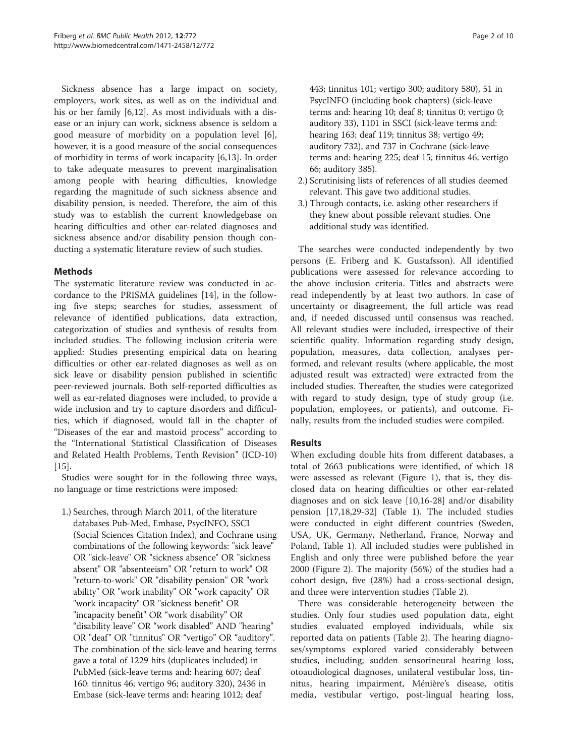Sickness absence has a large impact on society, employers, work sites, as well as on the individual and his or her family [6,12]. As most individuals with a disease or an injury can work, sickness absence is seldom a good measure of morbidity on a population level [6], however, it is a good measure of the social consequences of morbidity in terms of work incapacity [6,13]. In order to take adequate measures to prevent marginalisation among people with hearing difficulties, knowledge regarding the magnitude of such sickness absence and disability pension, is needed. Therefore, the aim of this study was to establish the current knowledgebase on hearing difficulties and other ear-related diagnoses and sickness absence and/or disability pension though conducting a systematic literature review of such studies.

## Methods

The systematic literature review was conducted in accordance to the PRISMA guidelines [14], in the following five steps; searches for studies, assessment of relevance of identified publications, data extraction, categorization of studies and synthesis of results from included studies. The following inclusion criteria were applied: Studies presenting empirical data on hearing difficulties or other ear-related diagnoses as well as on sick leave or disability pension published in scientific peer-reviewed journals. Both self-reported difficulties as well as ear-related diagnoses were included, to provide a wide inclusion and try to capture disorders and difficulties, which if diagnosed, would fall in the chapter of "Diseases of the ear and mastoid process" according to the "International Statistical Classification of Diseases and Related Health Problems, Tenth Revision" (ICD-10) [15].

Studies were sought for in the following three ways, no language or time restrictions were imposed:

1.) Searches, through March 2011, of the literature databases Pub-Med, Embase, PsycINFO, SSCI (Social Sciences Citation Index), and Cochrane using combinations of the following keywords: "sick leave" OR "sick-leave" OR "sickness absence" OR "sickness absent" OR "absenteeism" OR "return to work" OR "return-to-work" OR "disability pension" OR "work ability" OR "work inability" OR "work capacity" OR "work incapacity" OR "sickness benefit" OR "incapacity benefit" OR "work disability" OR "disability leave" OR "work disabled" AND "hearing" OR "deaf" OR "tinnitus" OR "vertigo" OR "auditory". The combination of the sick-leave and hearing terms gave a total of 1229 hits (duplicates included) in PubMed (sick-leave terms and: hearing 607; deaf 160: tinnitus 46; vertigo 96; auditory 320), 2436 in Embase (sick-leave terms and: hearing 1012; deaf 443; tinnitus 101; vertigo 300; auditory 580), 51 in PsycINFO (including book chapters) (sick-leave terms and: hearing 10; deaf 8; tinnitus 0; vertigo 0; auditory 33), 1101 in SSCI (sick-leave terms and: hearing 163; deaf 119; tinnitus 38; vertigo 49; auditory 732), and 737 in Cochrane (sick-leave terms and: hearing 225; deaf 15; tinnitus 46; vertigo 66; auditory 385).

2.) Scrutinising lists of references of all studies deemed relevant. This gave two additional studies.

3.) Through contacts, i.e. asking other researchers if they knew about possible relevant studies. One additional study was identified.

The searches were conducted independently by two persons (E. Friberg and K. Gustafsson). All identified publications were assessed for relevance according to the above inclusion criteria. Titles and abstracts were read independently by at least two authors. In case of uncertainty or disagreement, the full article was read and, if needed discussed until consensus was reached. All relevant studies were included, irrespective of their scientific quality. Information regarding study design, population, measures, data collection, analyses performed, and relevant results (where applicable, the most adjusted result was extracted) were extracted from the included studies. Thereafter, the studies were categorized with regard to study design, type of study group (i.e. population, employees, or patients), and outcome. Finally, results from the included studies were compiled.

## Results

When excluding double hits from different databases, a total of 2663 publications were identified, of which 18 were assessed as relevant (Figure 1), that is, they disclosed data on hearing difficulties or other ear-related diagnoses and on sick leave [10,16-28] and/or disability pension [17,18,29-32] (Table 1). The included studies were conducted in eight different countries (Sweden, USA, UK, Germany, Netherland, France, Norway and Poland, Table 1). All included studies were published in English and only three were published before the year 2000 (Figure 2). The majority (56%) of the studies had a cohort design, five (28%) had a cross-sectional design, and three were intervention studies (Table 2).

There was considerable heterogeneity between the studies. Only four studies used population data, eight studies evaluated employed individuals, while six reported data on patients (Table 2). The hearing diagnoses/symptoms explored varied considerably between studies, including; sudden sensorineural hearing loss, otoaudiological diagnoses, unilateral vestibular loss, tinnitus, hearing impairment, Ménière's disease, otitis media, vestibular vertigo, post-lingual hearing loss,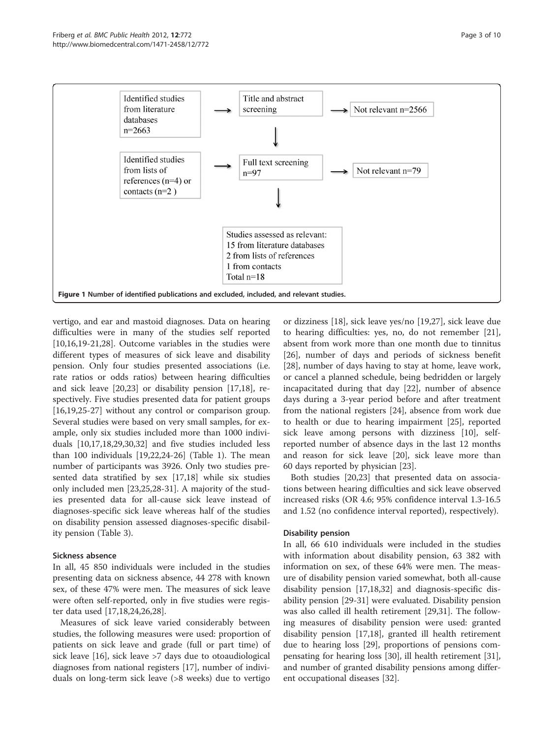Identified studies from literature databases n=2663 → Title and abstract screening → Not relevant n=2566

Identified studies from lists of references (n=4) or contacts (n=2 ) → Full text screening n=97 → Not relevant n=79

Studies assessed as relevant:
15 from literature databases
2 from lists of references
1 from contacts
Total n=18

**Figure 1 Number of identified publications and excluded, included, and relevant studies.**

vertigo, and ear and mastoid diagnoses. Data on hearing difficulties were in many of the studies self reported [10,16,19-21,28]. Outcome variables in the studies were different types of measures of sick leave and disability pension. Only four studies presented associations (i.e. rate ratios or odds ratios) between hearing difficulties and sick leave [20,23] or disability pension [17,18], respectively. Five studies presented data for patient groups [16,19,25-27] without any control or comparison group. Several studies were based on very small samples, for example, only six studies included more than 1000 individuals [10,17,18,29,30,32] and five studies included less than 100 individuals [19,22,24-26] (Table 1). The mean number of participants was 3926. Only two studies presented data stratified by sex [17,18] while six studies only included men [23,25,28-31]. A majority of the studies presented data for all-cause sick leave instead of diagnoses-specific sick leave whereas half of the studies on disability pension assessed diagnoses-specific disability pension (Table 3).

### Sickness absence

In all, 45 850 individuals were included in the studies presenting data on sickness absence, 44 278 with known sex, of these 47% were men. The measures of sick leave were often self-reported, only in five studies were register data used [17,18,24,26,28].

Measures of sick leave varied considerably between studies, the following measures were used: proportion of patients on sick leave and grade (full or part time) of sick leave [16], sick leave >7 days due to otoaudiological diagnoses from national registers [17], number of individuals on long-term sick leave (>8 weeks) due to vertigo or dizziness [18], sick leave yes/no [19,27], sick leave due to hearing difficulties: yes, no, do not remember [21], absent from work more than one month due to tinnitus [26], number of days and periods of sickness benefit [28], number of days having to stay at home, leave work, or cancel a planned schedule, being bedridden or largely incapacitated during that day [22], number of absence days during a 3-year period before and after treatment from the national registers [24], absence from work due to health or due to hearing impairment [25], reported sick leave among persons with dizziness [10], self-reported number of absence days in the last 12 months and reason for sick leave [20], sick leave more than 60 days reported by physician [23].

Both studies [20,23] that presented data on associations between hearing difficulties and sick leave observed increased risks (OR 4.6; 95% confidence interval 1.3-16.5 and 1.52 (no confidence interval reported), respectively).

### Disability pension

In all, 66 610 individuals were included in the studies with information about disability pension, 63 382 with information on sex, of these 64% were men. The measure of disability pension varied somewhat, both all-cause disability pension [17,18,32] and diagnosis-specific disability pension [29-31] were evaluated. Disability pension was also called ill health retirement [29,31]. The following measures of disability pension were used: granted disability pension [17,18], granted ill health retirement due to hearing loss [29], proportions of pensions compensating for hearing loss [30], ill health retirement [31], and number of granted disability pensions among different occupational diseases [32].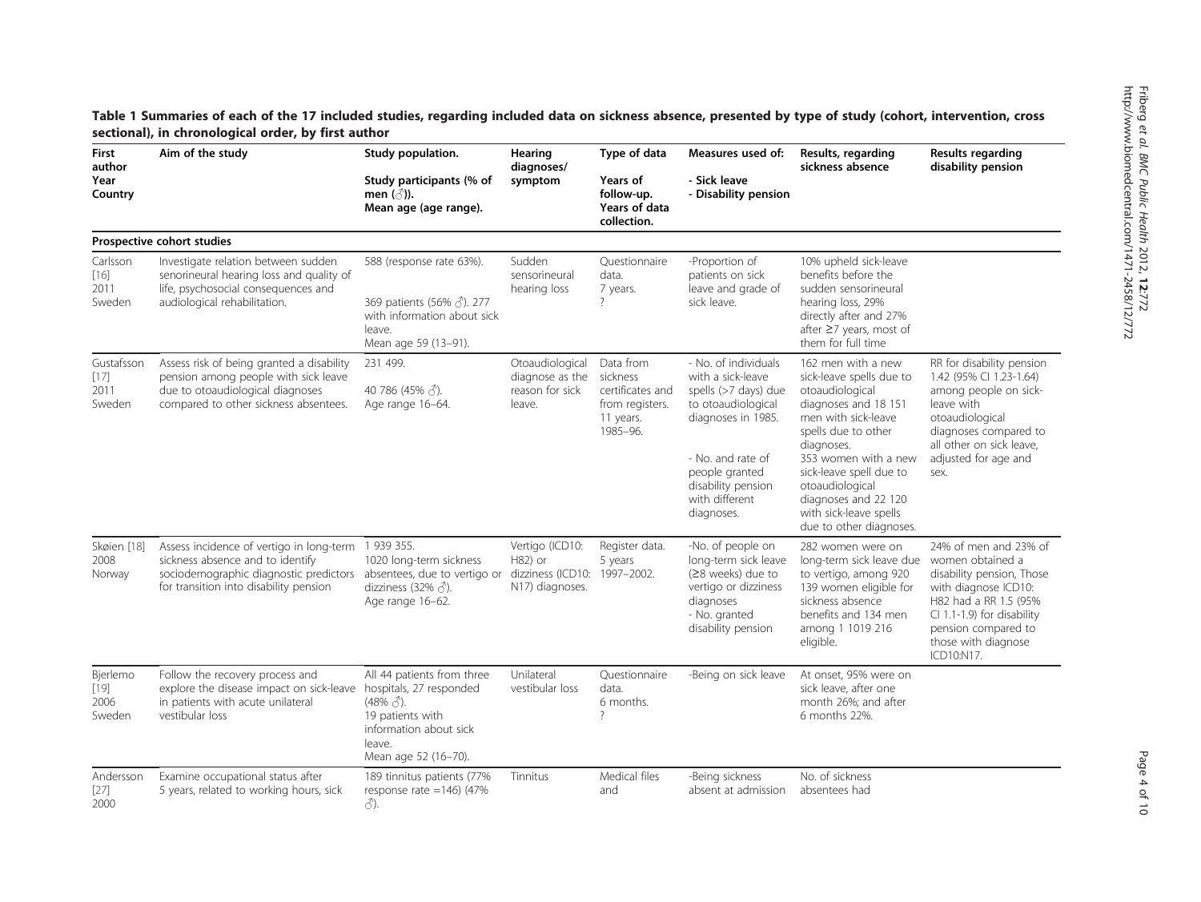**Table 1 Summaries of each of the 17 included studies, regarding included data on sickness absence, presented by type of study (cohort, intervention, cross sectional), in chronological order, by first author**

| First author Year Country | Aim of the study | Study population. Study participants (% of men (♂)). Mean age (age range). | Hearing diagnoses/ symptom | Type of data Years of follow-up. Years of data collection. | Measures used of: - Sick leave - Disability pension | Results, regarding sickness absence | Results regarding disability pension |
|---|---|---|---|---|---|---|---|
| **Prospective cohort studies** | | | | | | | |
| Carlsson [16] 2011 Sweden | Investigate relation between sudden senorineural hearing loss and quality of life, psychosocial consequences and audiological rehabilitation. | 588 (response rate 63%). 369 patients (56% ♂). 277 with information about sick leave. Mean age 59 (13–91). | Sudden sensorineural hearing loss | Questionnaire data. 7 years. ? | -Proportion of patients on sick leave and grade of sick leave. | 10% upheld sick-leave benefits before the sudden sensorineural hearing loss, 29% directly after and 27% after ≥7 years, most of them for full time | |
| Gustafsson [17] 2011 Sweden | Assess risk of being granted a disability pension among people with sick leave due to otoaudiological diagnoses compared to other sickness absentees. | 231 499. 40 786 (45% ♂). Age range 16–64. | Otoaudiological diagnose as the reason for sick leave. | Data from sickness certificates and from registers. 11 years. 1985–96. | - No. of individuals with a sick-leave spells (>7 days) due to otoaudiological diagnoses in 1985. - No. and rate of people granted disability pension with different diagnoses. | 162 men with a new sick-leave spells due to otoaudiological diagnoses and 18 151 men with sick-leave spells due to other diagnoses. 353 women with a new sick-leave spell due to otoaudiological diagnoses and 22 120 with sick-leave spells due to other diagnoses. | RR for disability pension 1.42 (95% CI 1.23-1.64) among people on sick-leave with otoaudiological diagnoses compared to all other on sick leave, adjusted for age and sex. |
| Skøien [18] 2008 Norway | Assess incidence of vertigo in long-term sickness absence and to identify sociodemographic diagnostic predictors for transition into disability pension | 1 939 355. 1020 long-term sickness absentees, due to vertigo or dizziness (32% ♂). Age range 16–62. | Vertigo (ICD10: H82) or dizziness (ICD10: N17) diagnoses. | Register data. 5 years 1997–2002. | -No. of people on long-term sick leave (≥8 weeks) due to vertigo or dizziness diagnoses - No. granted disability pension | 282 women were on long-term sick leave due to vertigo, among 920 139 women eligible for sickness absence benefits and 134 men among 1 1019 216 eligible. | 24% of men and 23% of women obtained a disability pension, Those with diagnose ICD10: H82 had a RR 1.5 (95% CI 1.1-1.9) for disability pension compared to those with diagnose ICD10:N17. |
| Bjerlemo [19] 2006 Sweden | Follow the recovery process and explore the disease impact on sick-leave in patients with acute unilateral vestibular loss | All 44 patients from three hospitals, 27 responded (48% ♂). 19 patients with information about sick leave. Mean age 52 (16–70). | Unilateral vestibular loss | Questionnaire data. 6 months. ? | -Being on sick leave | At onset, 95% were on sick leave, after one month 26%; and after 6 months 22%. | |
| Andersson [27] 2000 | Examine occupational status after 5 years, related to working hours, sick | 189 tinnitus patients (77% response rate =146) (47% ♂). | Tinnitus | Medical files and | -Being sickness absent at admission | No. of sickness absentees had | |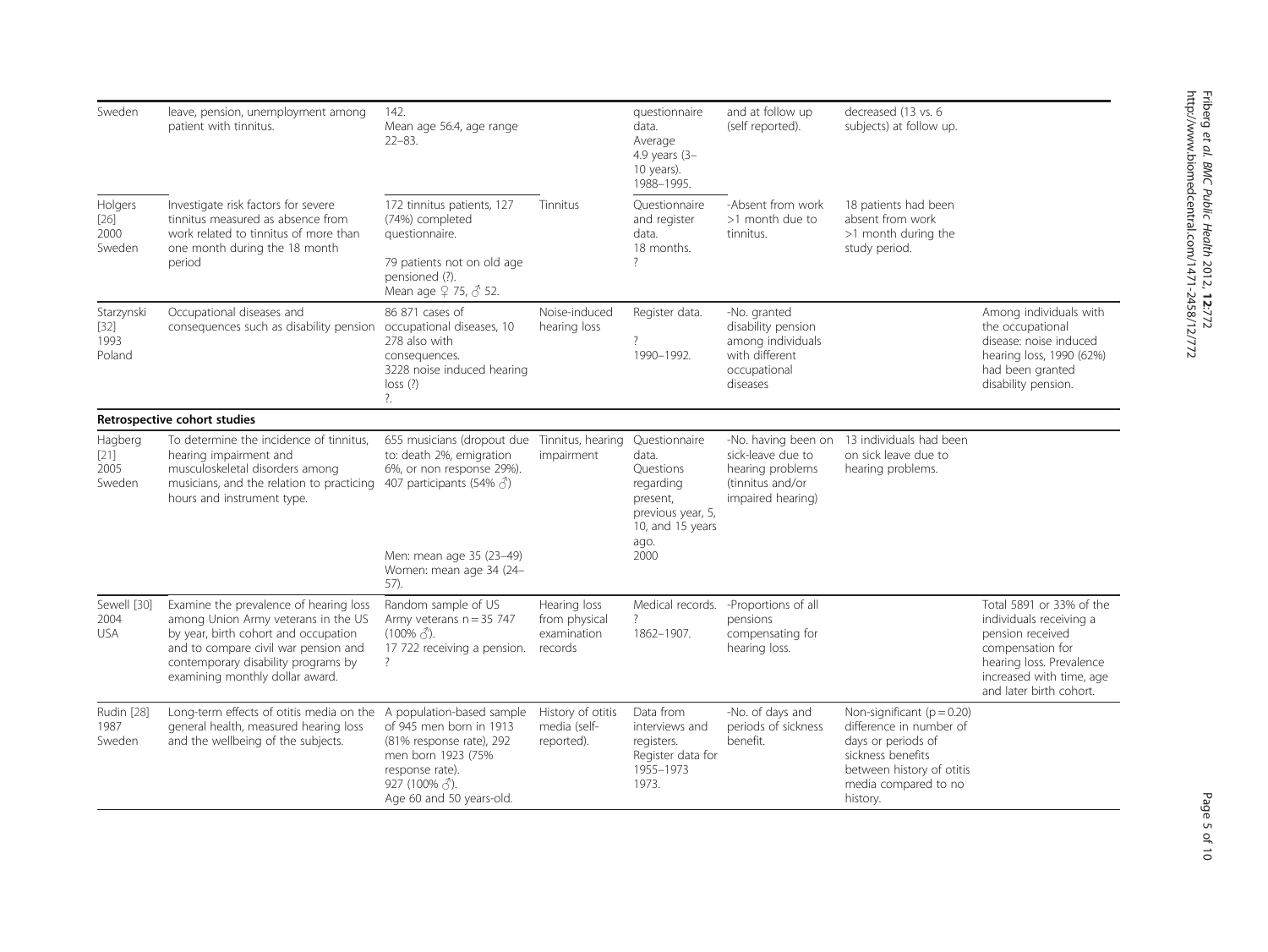| | | | | | | | |
|---|---|---|---|---|---|---|---|
| Sweden | leave, pension, unemployment among patient with tinnitus. | 142. Mean age 56.4, age range 22–83. | | questionnaire data. Average 4.9 years (3–10 years). 1988–1995. | and at follow up (self reported). | decreased (13 vs. 6 subjects) at follow up. | |
| Holgers [26] 2000 Sweden | Investigate risk factors for severe tinnitus measured as absence from work related to tinnitus of more than one month during the 18 month period | 172 tinnitus patients, 127 (74%) completed questionnaire. 79 patients not on old age pensioned (?). Mean age ♀ 75, ♂ 52. | Tinnitus | Questionnaire and register data. 18 months. ? | -Absent from work >1 month due to tinnitus. | 18 patients had been absent from work >1 month during the study period. | |
| Starzynski [32] 1993 Poland | Occupational diseases and consequences such as disability pension | 86 871 cases of occupational diseases, 10 278 also with consequences. 3228 noise induced hearing loss (?) ?. | Noise-induced hearing loss | Register data. ? 1990–1992. | -No. granted disability pension among individuals with different occupational diseases | | Among individuals with the occupational disease: noise induced hearing loss, 1990 (62%) had been granted disability pension. |
| **Retrospective cohort studies** | | | | | | | |
| Hagberg [21] 2005 Sweden | To determine the incidence of tinnitus, hearing impairment and musculoskeletal disorders among musicians, and the relation to practicing hours and instrument type. | 655 musicians (dropout due to: death 2%, emigration 6%, or non response 29%). 407 participants (54% ♂) Men: mean age 35 (23–49) Women: mean age 34 (24–57). | Tinnitus, hearing impairment | Questionnaire data. Questions regarding present, previous year, 5, 10, and 15 years ago. 2000 | -No. having been on sick-leave due to hearing problems (tinnitus and/or impaired hearing) | 13 individuals had been on sick leave due to hearing problems. | |
| Sewell [30] 2004 USA | Examine the prevalence of hearing loss among Union Army veterans in the US by year, birth cohort and occupation and to compare civil war pension and contemporary disability programs by examining monthly dollar award. | Random sample of US Army veterans n = 35 747 (100% ♂). 17 722 receiving a pension. ? | Hearing loss from physical examination records | Medical records. ? 1862–1907. | -Proportions of all pensions compensating for hearing loss. | | Total 5891 or 33% of the individuals receiving a pension received compensation for hearing loss. Prevalence increased with time, age and later birth cohort. |
| Rudin [28] 1987 Sweden | Long-term effects of otitis media on the general health, measured hearing loss and the wellbeing of the subjects. | A population-based sample of 945 men born in 1913 (81% response rate), 292 men born 1923 (75% response rate). 927 (100% ♂). Age 60 and 50 years-old. | History of otitis media (self-reported). | Data from interviews and registers. Register data for 1955–1973 1973. | -No. of days and periods of sickness benefit. | Non-significant ($p = 0.20$) difference in number of days or periods of sickness benefits between history of otitis media compared to no history. | |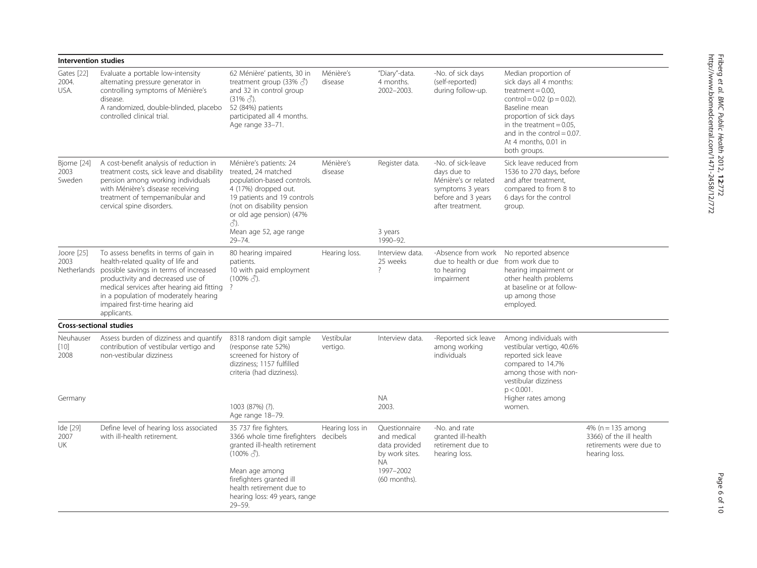| Intervention studies | | | | | | | |
|---|---|---|---|---|---|---|---|
| Gates [22] 2004. USA. | Evaluate a portable low-intensity alternating pressure generator in controlling symptoms of Ménière's disease. A randomized, double-blinded, placebo controlled clinical trial. | 62 Ménière' patients, 30 in treatment group (33% ♂) and 32 in control group (31% ♂). 52 (84%) patients participated all 4 months. Age range 33–71. | Ménière's disease | "Diary"-data. 4 months. 2002–2003. | -No. of sick days (self-reported) during follow-up. | Median proportion of sick days all 4 months: treatment = 0.00, control = 0.02 ($p = 0.02$). Baseline mean proportion of sick days in the treatment = 0.05, and in the control = 0.07. At 4 months, 0.01 in both groups. | |
| Bjorne [24] 2003 Sweden | A cost-benefit analysis of reduction in treatment costs, sick leave and disability pension among working individuals with Ménière's disease receiving treatment of tempemanibular and cervical spine disorders. | Ménière's patients: 24 treated, 24 matched population-based controls. 4 (17%) dropped out. 19 patients and 19 controls (not on disability pension or old age pension) (47% ♂). Mean age 52, age range 29–74. | Ménière's disease | Register data. 3 years 1990–92. | -No. of sick-leave days due to Ménière's or related symptoms 3 years before and 3 years after treatment. | Sick leave reduced from 1536 to 270 days, before and after treatment, compared to from 8 to 6 days for the control group. | |
| Joore [25] 2003 Netherlands | To assess benefits in terms of gain in health-related quality of life and possible savings in terms of increased productivity and decreased use of medical services after hearing aid fitting in a population of moderately hearing impaired first-time hearing aid applicants. | 80 hearing impaired patients. 10 with paid employment (100% ♂). ? | Hearing loss. | Interview data. 25 weeks ? | -Absence from work due to health or due to hearing impairment | No reported absence from work due to hearing impairment or other health problems at baseline or at follow-up among those employed. | |
| **Cross-sectional studies** | | | | | | | |
| Neuhauser [10] 2008 Germany | Assess burden of dizziness and quantify contribution of vestibular vertigo and non-vestibular dizziness | 8318 random digit sample (response rate 52%) screened for history of dizziness; 1157 fulfilled criteria (had dizziness). 1003 (87%) (?). Age range 18–79. | Vestibular vertigo. | Interview data. NA 2003. | -Reported sick leave among working individuals | Among individuals with vestibular vertigo, 40.6% reported sick leave compared to 14.7% among those with non-vestibular dizziness $p < 0.001$. Higher rates among women. | |
| Ide [29] 2007 UK | Define level of hearing loss associated with ill-health retirement. | 35 737 fire fighters. 3366 whole time firefighters granted ill-health retirement (100% ♂). Mean age among firefighters granted ill health retirement due to hearing loss: 49 years, range 29–59. | Hearing loss in decibels | Questionnaire and medical data provided by work sites. NA 1997–2002 (60 months). | -No. and rate granted ill-health retirement due to hearing loss. | | 4% (n = 135 among 3366) of the ill health retirements were due to hearing loss. |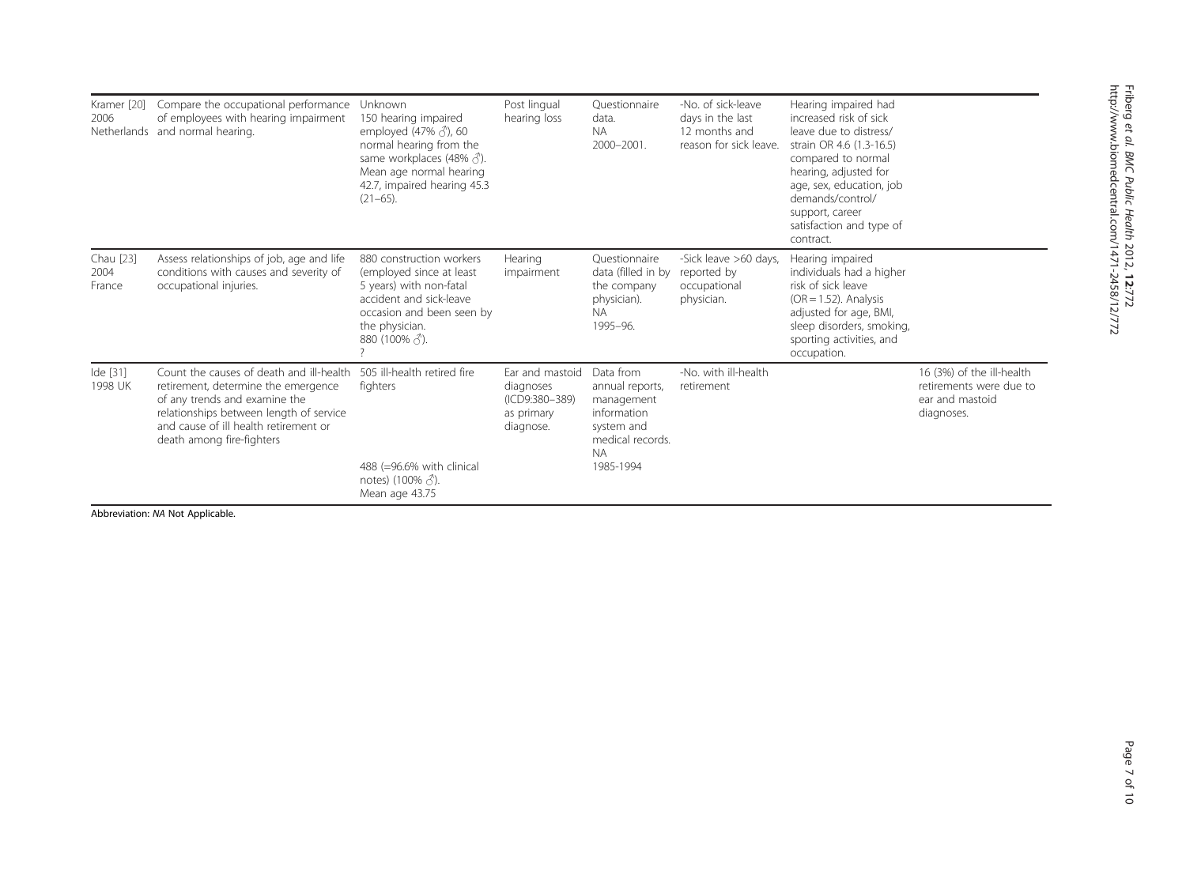| | | | | | | | |
|---|---|---|---|---|---|---|---|
| Kramer [20] 2006 Netherlands | Compare the occupational performance of employees with hearing impairment and normal hearing. | Unknown 150 hearing impaired employed (47% ♂), 60 normal hearing from the same workplaces (48% ♂). Mean age normal hearing 42.7, impaired hearing 45.3 (21–65). | Post lingual hearing loss | Questionnaire data. NA 2000–2001. | -No. of sick-leave days in the last 12 months and reason for sick leave. | Hearing impaired had increased risk of sick leave due to distress/ strain OR 4.6 (1.3-16.5) compared to normal hearing, adjusted for age, sex, education, job demands/control/ support, career satisfaction and type of contract. | |
| Chau [23] 2004 France | Assess relationships of job, age and life conditions with causes and severity of occupational injuries. | 880 construction workers (employed since at least 5 years) with non-fatal accident and sick-leave occasion and been seen by the physician. 880 (100% ♂). ? | Hearing impairment | Questionnaire data (filled in by the company physician). NA 1995–96. | -Sick leave >60 days, reported by occupational physician. | Hearing impaired individuals had a higher risk of sick leave (OR = 1.52). Analysis adjusted for age, BMI, sleep disorders, smoking, sporting activities, and occupation. | |
| Ide [31] 1998 UK | Count the causes of death and ill-health retirement, determine the emergence of any trends and examine the relationships between length of service and cause of ill health retirement or death among fire-fighters | 505 ill-health retired fire fighters<br><br>488 (=96.6% with clinical notes) (100% ♂). Mean age 43.75 | Ear and mastoid diagnoses (ICD9:380–389) as primary diagnose. | Data from annual reports, management information system and medical records. NA 1985-1994 | -No. with ill-health retirement | | 16 (3%) of the ill-health retirements were due to ear and mastoid diagnoses. |

Abbreviation: *NA* Not Applicable.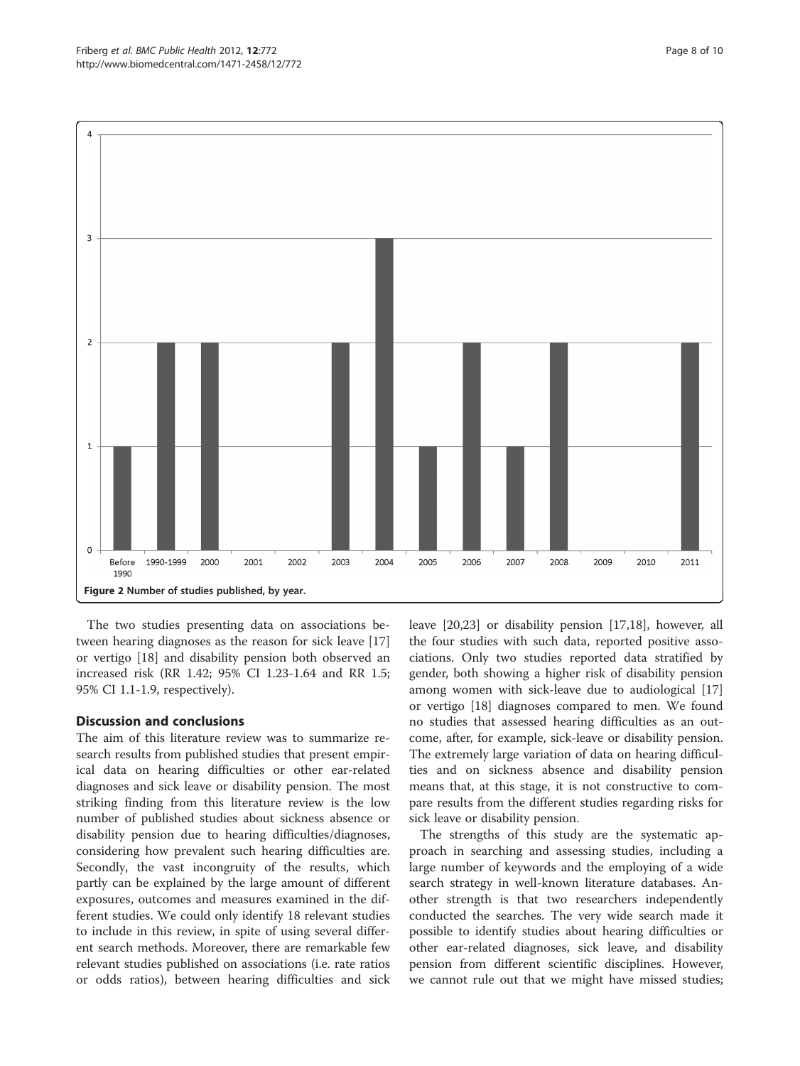Figure 2 Number of studies published, by year.

The two studies presenting data on associations between hearing diagnoses as the reason for sick leave [17] or vertigo [18] and disability pension both observed an increased risk (RR 1.42; 95% CI 1.23-1.64 and RR 1.5; 95% CI 1.1-1.9, respectively).

## Discussion and conclusions

The aim of this literature review was to summarize research results from published studies that present empirical data on hearing difficulties or other ear-related diagnoses and sick leave or disability pension. The most striking finding from this literature review is the low number of published studies about sickness absence or disability pension due to hearing difficulties/diagnoses, considering how prevalent such hearing difficulties are. Secondly, the vast incongruity of the results, which partly can be explained by the large amount of different exposures, outcomes and measures examined in the different studies. We could only identify 18 relevant studies to include in this review, in spite of using several different search methods. Moreover, there are remarkable few relevant studies published on associations (i.e. rate ratios or odds ratios), between hearing difficulties and sick leave [20,23] or disability pension [17,18], however, all the four studies with such data, reported positive associations. Only two studies reported data stratified by gender, both showing a higher risk of disability pension among women with sick-leave due to audiological [17] or vertigo [18] diagnoses compared to men. We found no studies that assessed hearing difficulties as an outcome, after, for example, sick-leave or disability pension. The extremely large variation of data on hearing difficulties and on sickness absence and disability pension means that, at this stage, it is not constructive to compare results from the different studies regarding risks for sick leave or disability pension.

The strengths of this study are the systematic approach in searching and assessing studies, including a large number of keywords and the employing of a wide search strategy in well-known literature databases. Another strength is that two researchers independently conducted the searches. The very wide search made it possible to identify studies about hearing difficulties or other ear-related diagnoses, sick leave, and disability pension from different scientific disciplines. However, we cannot rule out that we might have missed studies;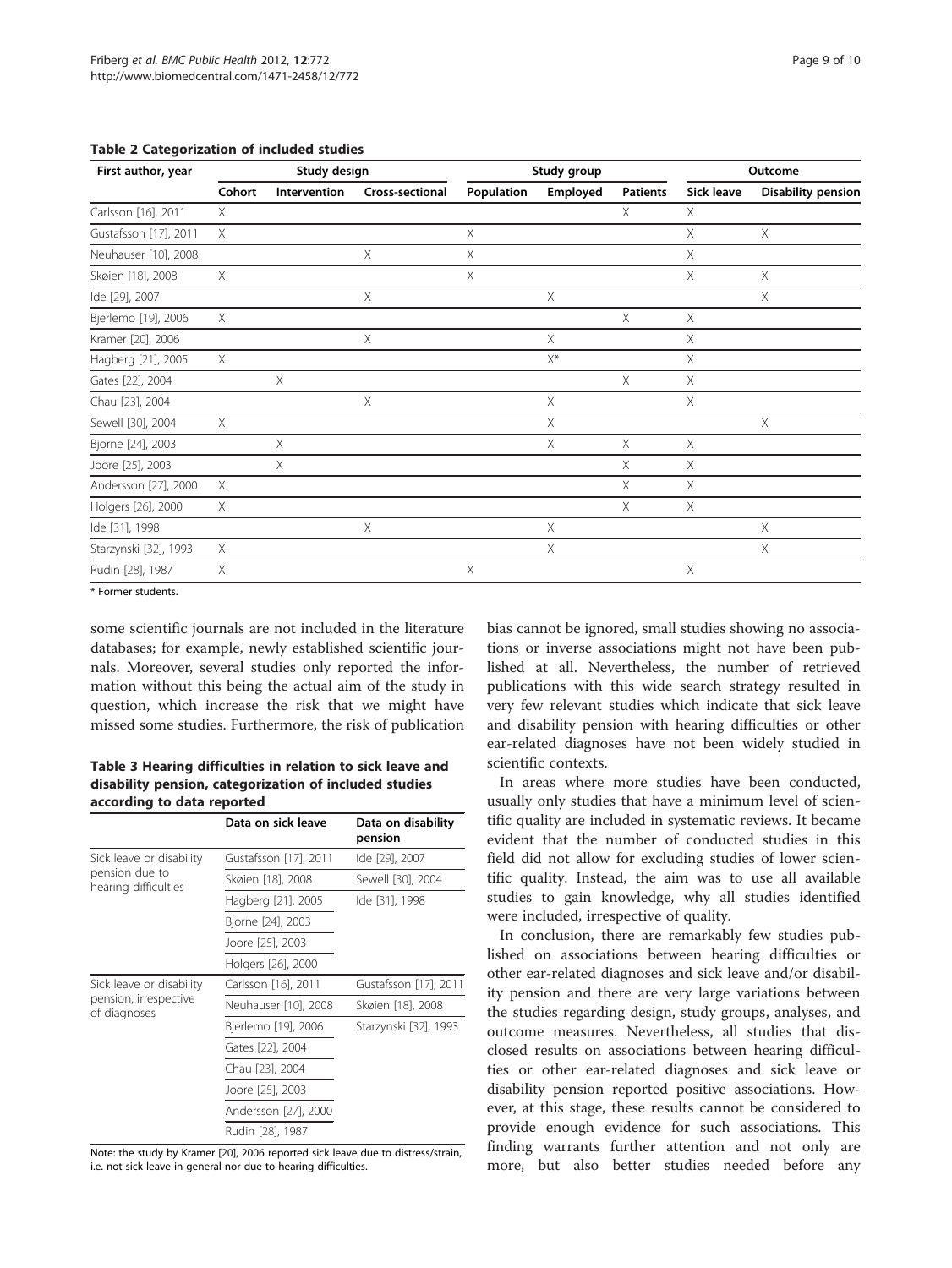**Table 2 Categorization of included studies**

| First author, year | Study design | | | Study group | | | Outcome | |
|---|---|---|---|---|---|---|---|---|
| | Cohort | Intervention | Cross-sectional | Population | Employed | Patients | Sick leave | Disability pension |
| Carlsson [16], 2011 | X | | | | | X | X | |
| Gustafsson [17], 2011 | X | | | X | | | X | X |
| Neuhauser [10], 2008 | | | X | X | | | X | |
| Skøien [18], 2008 | X | | | X | | | X | X |
| Ide [29], 2007 | | | X | | X | | | X |
| Bjerlemo [19], 2006 | X | | | | | X | X | |
| Kramer [20], 2006 | | | X | | X | | X | |
| Hagberg [21], 2005 | X | | | | X* | | X | |
| Gates [22], 2004 | | X | | | | X | X | |
| Chau [23], 2004 | | | X | | X | | X | |
| Sewell [30], 2004 | X | | | | X | | | X |
| Bjorne [24], 2003 | | X | | | X | X | X | |
| Joore [25], 2003 | | X | | | | X | X | |
| Andersson [27], 2000 | X | | | | | X | X | |
| Holgers [26], 2000 | X | | | | | X | X | |
| Ide [31], 1998 | | | X | | X | | | X |
| Starzynski [32], 1993 | X | | | | X | | | X |
| Rudin [28], 1987 | X | | | X | | | X | |

\* Former students.

some scientific journals are not included in the literature databases; for example, newly established scientific journals. Moreover, several studies only reported the information without this being the actual aim of the study in question, which increase the risk that we might have missed some studies. Furthermore, the risk of publication bias cannot be ignored, small studies showing no associations or inverse associations might not have been published at all. Nevertheless, the number of retrieved publications with this wide search strategy resulted in very few relevant studies which indicate that sick leave and disability pension with hearing difficulties or other ear-related diagnoses have not been widely studied in scientific contexts.

**Table 3 Hearing difficulties in relation to sick leave and disability pension, categorization of included studies according to data reported**

| | Data on sick leave | Data on disability pension |
|---|---|---|
| Sick leave or disability pension due to hearing difficulties | Gustafsson [17], 2011 | Ide [29], 2007 |
| | Skøien [18], 2008 | Sewell [30], 2004 |
| | Hagberg [21], 2005 | Ide [31], 1998 |
| | Bjorne [24], 2003 | |
| | Joore [25], 2003 | |
| | Holgers [26], 2000 | |
| Sick leave or disability pension, irrespective of diagnoses | Carlsson [16], 2011 | Gustafsson [17], 2011 |
| | Neuhauser [10], 2008 | Skøien [18], 2008 |
| | Bjerlemo [19], 2006 | Starzynski [32], 1993 |
| | Gates [22], 2004 | |
| | Chau [23], 2004 | |
| | Joore [25], 2003 | |
| | Andersson [27], 2000 | |
| | Rudin [28], 1987 | |

Note: the study by Kramer [20], 2006 reported sick leave due to distress/strain, i.e. not sick leave in general nor due to hearing difficulties.

In areas where more studies have been conducted, usually only studies that have a minimum level of scientific quality are included in systematic reviews. It became evident that the number of conducted studies in this field did not allow for excluding studies of lower scientific quality. Instead, the aim was to use all available studies to gain knowledge, why all studies identified were included, irrespective of quality.

In conclusion, there are remarkably few studies published on associations between hearing difficulties or other ear-related diagnoses and sick leave and/or disability pension and there are very large variations between the studies regarding design, study groups, analyses, and outcome measures. Nevertheless, all studies that disclosed results on associations between hearing difficulties or other ear-related diagnoses and sick leave or disability pension reported positive associations. However, at this stage, these results cannot be considered to provide enough evidence for such associations. This finding warrants further attention and not only are more, but also better studies needed before any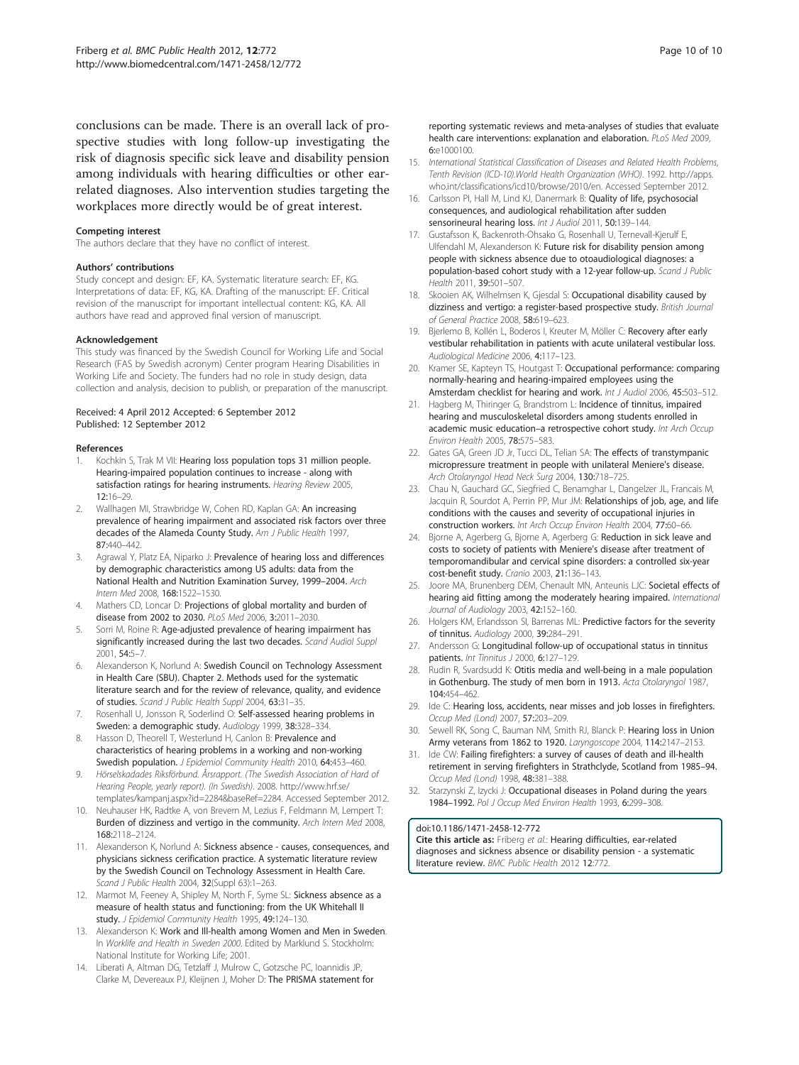conclusions can be made. There is an overall lack of prospective studies with long follow-up investigating the risk of diagnosis specific sick leave and disability pension among individuals with hearing difficulties or other ear-related diagnoses. Also intervention studies targeting the workplaces more directly would be of great interest.

#### Competing interest

The authors declare that they have no conflict of interest.

#### Authors' contributions

Study concept and design: EF, KA. Systematic literature search: EF, KG. Interpretations of data: EF, KG, KA. Drafting of the manuscript: EF. Critical revision of the manuscript for important intellectual content: KG, KA. All authors have read and approved final version of manuscript.

#### Acknowledgement

This study was financed by the Swedish Council for Working Life and Social Research (FAS by Swedish acronym) Center program Hearing Disabilities in Working Life and Society. The funders had no role in study design, data collection and analysis, decision to publish, or preparation of the manuscript.

Received: 4 April 2012 Accepted: 6 September 2012
Published: 12 September 2012

#### References

1. Kochkin S, Trak M VII: **Hearing loss population tops 31 million people. Hearing-impaired population continues to increase - along with satisfaction ratings for hearing instruments.** *Hearing Review* 2005, **12**:16–29.
2. Wallhagen MI, Strawbridge W, Cohen RD, Kaplan GA: **An increasing prevalence of hearing impairment and associated risk factors over three decades of the Alameda County Study.** *Am J Public Health* 1997, **87**:440–442.
3. Agrawal Y, Platz EA, Niparko J: **Prevalence of hearing loss and differences by demographic characteristics among US adults: data from the National Health and Nutrition Examination Survey, 1999–2004.** *Arch Intern Med* 2008, **168**:1522–1530.
4. Mathers CD, Loncar D: **Projections of global mortality and burden of disease from 2002 to 2030.** *PLoS Med* 2006, **3**:2011–2030.
5. Sorri M, Roine R: **Age-adjusted prevalence of hearing impairment has significantly increased during the last two decades.** *Scand Audiol Suppl* 2001, **54**:5–7.
6. Alexanderson K, Norlund A: **Swedish Council on Technology Assessment in Health Care (SBU). Chapter 2. Methods used for the systematic literature search and for the review of relevance, quality, and evidence of studies.** *Scand J Public Health Suppl* 2004, **63**:31–35.
7. Rosenhall U, Jonsson R, Soderlind O: **Self-assessed hearing problems in Sweden: a demographic study.** *Audiology* 1999, **38**:328–334.
8. Hasson D, Theorell T, Westerlund H, Canlon B: **Prevalence and characteristics of hearing problems in a working and non-working Swedish population.** *J Epidemiol Community Health* 2010, **64**:453–460.
9. *Hörselskadades Riksförbund. Årsrapport. (The Swedish Association of Hard of Hearing People, yearly report). (In Swedish)*. 2008. http://www.hrf.se/templates/kampanj.aspx?id=2284&baseRef=2284. Accessed September 2012.
10. Neuhauser HK, Radtke A, von Brevern M, Lezius F, Feldmann M, Lempert T: **Burden of dizziness and vertigo in the community.** *Arch Intern Med* 2008, **168**:2118–2124.
11. Alexanderson K, Norlund A: **Sickness absence - causes, consequences, and physicians sickness cerification practice. A systematic literature review by the Swedish Council on Technology Assessment in Health Care.** *Scand J Public Health* 2004, **32**(Suppl 63):1–263.
12. Marmot M, Feeney A, Shipley M, North F, Syme SL: **Sickness absence as a measure of health status and functioning: from the UK Whitehall II study.** *J Epidemiol Community Health* 1995, **49**:124–130.
13. Alexanderson K: **Work and Ill-health among Women and Men in Sweden.** In *Worklife and Health in Sweden 2000*. Edited by Marklund S. Stockholm: National Institute for Working Life; 2001.
14. Liberati A, Altman DG, Tetzlaff J, Mulrow C, Gotzsche PC, Ioannidis JP, Clarke M, Devereaux PJ, Kleijnen J, Moher D: **The PRISMA statement for reporting systematic reviews and meta-analyses of studies that evaluate health care interventions: explanation and elaboration.** *PLoS Med* 2009, **6**:e1000100.
15. *International Statistical Classification of Diseases and Related Health Problems, Tenth Revision (ICD-10).World Health Organization (WHO)*. 1992. http://apps.who.int/classifications/icd10/browse/2010/en. Accessed September 2012.
16. Carlsson PI, Hall M, Lind KJ, Danermark B: **Quality of life, psychosocial consequences, and audiological rehabilitation after sudden sensorineural hearing loss.** *Int J Audiol* 2011, **50**:139–144.
17. Gustafsson K, Backenroth-Ohsako G, Rosenhall U, Ternevall-Kjerulf E, Ulfendahl M, Alexanderson K: **Future risk for disability pension among people with sickness absence due to otoaudiological diagnoses: a population-based cohort study with a 12-year follow-up.** *Scand J Public Health* 2011, **39**:501–507.
18. Skooien AK, Wilhelmsen K, Gjesdal S: **Occupational disability caused by dizziness and vertigo: a register-based prospective study.** *British Journal of General Practice* 2008, **58**:619–623.
19. Bjerlemo B, Kollén L, Boderos I, Kreuter M, Möller C: **Recovery after early vestibular rehabilitation in patients with acute unilateral vestibular loss.** *Audiological Medicine* 2006, **4**:117–123.
20. Kramer SE, Kapteyn TS, Houtgast T: **Occupational performance: comparing normally-hearing and hearing-impaired employees using the Amsterdam checklist for hearing and work.** *Int J Audiol* 2006, **45**:503–512.
21. Hagberg M, Thiringer G, Brandstrom L: **Incidence of tinnitus, impaired hearing and musculoskeletal disorders among students enrolled in academic music education–a retrospective cohort study.** *Int Arch Occup Environ Health* 2005, **78**:575–583.
22. Gates GA, Green JD Jr, Tucci DL, Telian SA: **The effects of transtympanic micropressure treatment in people with unilateral Meniere's disease.** *Arch Otolaryngol Head Neck Surg* 2004, **130**:718–725.
23. Chau N, Gauchard GC, Siegfried C, Benamghar L, Dangelzer JL, Francais M, Jacquin R, Sourdot A, Perrin PP, Mur JM: **Relationships of job, age, and life conditions with the causes and severity of occupational injuries in construction workers.** *Int Arch Occup Environ Health* 2004, **77**:60–66.
24. Bjorne A, Agerberg G, Bjorne A, Agerberg G: **Reduction in sick leave and costs to society of patients with Meniere's disease after treatment of temporomandibular and cervical spine disorders: a controlled six-year cost-benefit study.** *Cranio* 2003, **21**:136–143.
25. Joore MA, Brunenberg DEM, Chenault MN, Anteunis LJC: **Societal effects of hearing aid fitting among the moderately hearing impaired.** *International Journal of Audiology* 2003, **42**:152–160.
26. Holgers KM, Erlandsson SI, Barrenas ML: **Predictive factors for the severity of tinnitus.** *Audiology* 2000, **39**:284–291.
27. Andersson G: **Longitudinal follow-up of occupational status in tinnitus patients.** *Int Tinnitus J* 2000, **6**:127–129.
28. Rudin R, Svardsudd K: **Otitis media and well-being in a male population in Gothenburg. The study of men born in 1913.** *Acta Otolaryngol* 1987, **104**:454–462.
29. Ide C: **Hearing loss, accidents, near misses and job losses in firefighters.** *Occup Med (Lond)* 2007, **57**:203–209.
30. Sewell RK, Song C, Bauman NM, Smith RJ, Blanck P: **Hearing loss in Union Army veterans from 1862 to 1920.** *Laryngoscope* 2004, **114**:2147–2153.
31. Ide CW: **Failing firefighters: a survey of causes of death and ill-health retirement in serving firefighters in Strathclyde, Scotland from 1985–94.** *Occup Med (Lond)* 1998, **48**:381–388.
32. Starzynski Z, Izycki J: **Occupational diseases in Poland during the years 1984–1992.** *Pol J Occup Med Environ Health* 1993, **6**:299–308.

doi:10.1186/1471-2458-12-772

**Cite this article as:** Friberg *et al.*: Hearing difficulties, ear-related diagnoses and sickness absence or disability pension - a systematic literature review. *BMC Public Health* 2012 **12**:772.